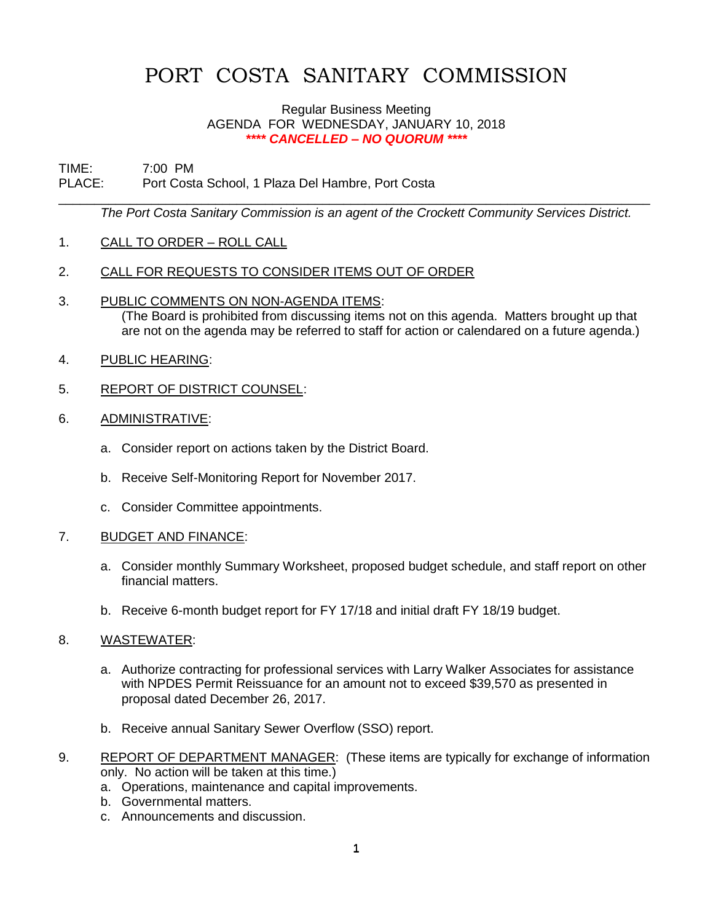# PORT COSTA SANITARY COMMISSION

Regular Business Meeting
AGENDA FOR WEDNESDAY, JANUARY 10, 2018
***\*\*\*\* CANCELLED – NO QUORUM \*\*\*\****

TIME: 7:00 PM
PLACE: Port Costa School, 1 Plaza Del Hambre, Port Costa

---

*The Port Costa Sanitary Commission is an agent of the Crockett Community Services District.*

1. CALL TO ORDER – ROLL CALL

2. CALL FOR REQUESTS TO CONSIDER ITEMS OUT OF ORDER

3. PUBLIC COMMENTS ON NON-AGENDA ITEMS:
   (The Board is prohibited from discussing items not on this agenda. Matters brought up that are not on the agenda may be referred to staff for action or calendared on a future agenda.)

4. PUBLIC HEARING:

5. REPORT OF DISTRICT COUNSEL:

6. ADMINISTRATIVE:

   a. Consider report on actions taken by the District Board.

   b. Receive Self-Monitoring Report for November 2017.

   c. Consider Committee appointments.

7. BUDGET AND FINANCE:

   a. Consider monthly Summary Worksheet, proposed budget schedule, and staff report on other financial matters.

   b. Receive 6-month budget report for FY 17/18 and initial draft FY 18/19 budget.

8. WASTEWATER:

   a. Authorize contracting for professional services with Larry Walker Associates for assistance with NPDES Permit Reissuance for an amount not to exceed $39,570 as presented in proposal dated December 26, 2017.

   b. Receive annual Sanitary Sewer Overflow (SSO) report.

9. REPORT OF DEPARTMENT MANAGER: (These items are typically for exchange of information only. No action will be taken at this time.)
   a. Operations, maintenance and capital improvements.
   b. Governmental matters.
   c. Announcements and discussion.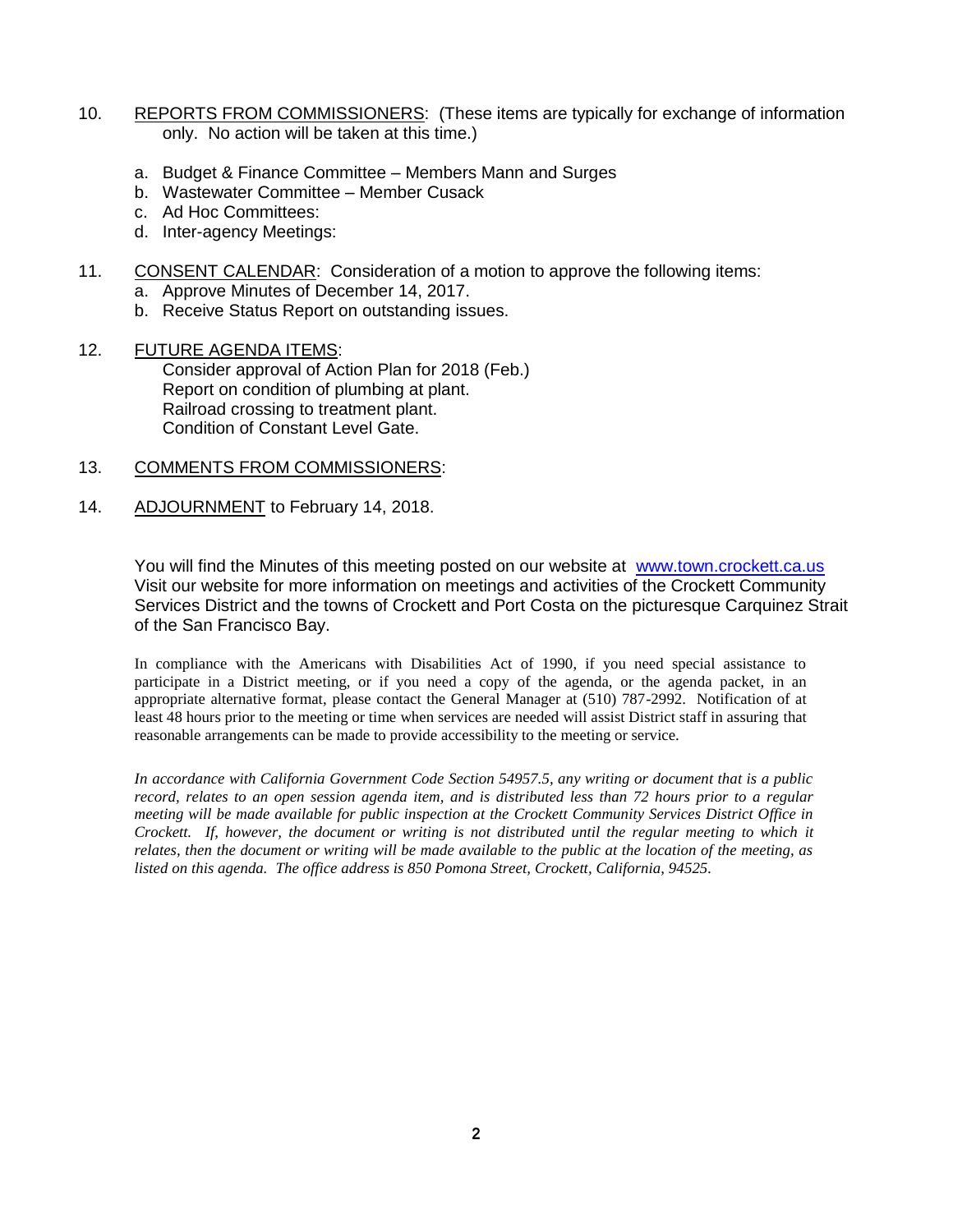10. <u>REPORTS FROM COMMISSIONERS</u>: (These items are typically for exchange of information only. No action will be taken at this time.)

    a. Budget & Finance Committee – Members Mann and Surges
    b. Wastewater Committee – Member Cusack
    c. Ad Hoc Committees:
    d. Inter-agency Meetings:

11. <u>CONSENT CALENDAR</u>: Consideration of a motion to approve the following items:
    a. Approve Minutes of December 14, 2017.
    b. Receive Status Report on outstanding issues.

12. <u>FUTURE AGENDA ITEMS</u>:
    Consider approval of Action Plan for 2018 (Feb.)
    Report on condition of plumbing at plant.
    Railroad crossing to treatment plant.
    Condition of Constant Level Gate.

13. <u>COMMENTS FROM COMMISSIONERS</u>:

14. <u>ADJOURNMENT</u> to February 14, 2018.

You will find the Minutes of this meeting posted on our website at www.town.crockett.ca.us Visit our website for more information on meetings and activities of the Crockett Community Services District and the towns of Crockett and Port Costa on the picturesque Carquinez Strait of the San Francisco Bay.

In compliance with the Americans with Disabilities Act of 1990, if you need special assistance to participate in a District meeting, or if you need a copy of the agenda, or the agenda packet, in an appropriate alternative format, please contact the General Manager at (510) 787-2992. Notification of at least 48 hours prior to the meeting or time when services are needed will assist District staff in assuring that reasonable arrangements can be made to provide accessibility to the meeting or service.

*In accordance with California Government Code Section 54957.5, any writing or document that is a public record, relates to an open session agenda item, and is distributed less than 72 hours prior to a regular meeting will be made available for public inspection at the Crockett Community Services District Office in Crockett. If, however, the document or writing is not distributed until the regular meeting to which it relates, then the document or writing will be made available to the public at the location of the meeting, as listed on this agenda. The office address is 850 Pomona Street, Crockett, California, 94525.*